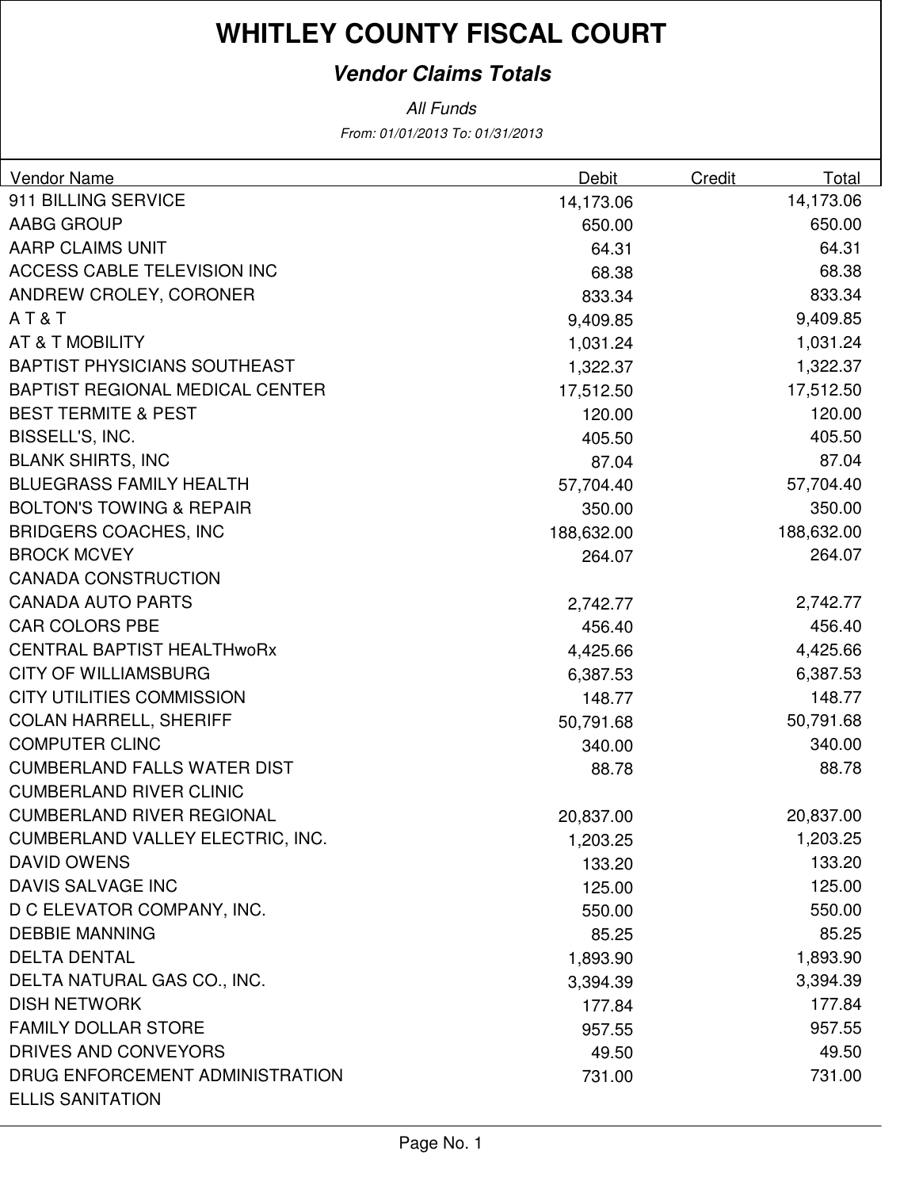# WHITLEY COUNTY FISCAL COURT

***Vendor Claims Totals***

*All Funds*

*From: 01/01/2013 To: 01/31/2013*

| Vendor Name | Debit | Credit | Total |
|---|---|---|---|
| 911 BILLING SERVICE | 14,173.06 | | 14,173.06 |
| AABG GROUP | 650.00 | | 650.00 |
| AARP CLAIMS UNIT | 64.31 | | 64.31 |
| ACCESS CABLE TELEVISION INC | 68.38 | | 68.38 |
| ANDREW CROLEY, CORONER | 833.34 | | 833.34 |
| A T & T | 9,409.85 | | 9,409.85 |
| AT & T MOBILITY | 1,031.24 | | 1,031.24 |
| BAPTIST PHYSICIANS SOUTHEAST | 1,322.37 | | 1,322.37 |
| BAPTIST REGIONAL MEDICAL CENTER | 17,512.50 | | 17,512.50 |
| BEST TERMITE & PEST | 120.00 | | 120.00 |
| BISSELL'S, INC. | 405.50 | | 405.50 |
| BLANK SHIRTS, INC | 87.04 | | 87.04 |
| BLUEGRASS FAMILY HEALTH | 57,704.40 | | 57,704.40 |
| BOLTON'S TOWING & REPAIR | 350.00 | | 350.00 |
| BRIDGERS COACHES, INC | 188,632.00 | | 188,632.00 |
| BROCK MCVEY | 264.07 | | 264.07 |
| CANADA CONSTRUCTION | | | |
| CANADA AUTO PARTS | 2,742.77 | | 2,742.77 |
| CAR COLORS PBE | 456.40 | | 456.40 |
| CENTRAL BAPTIST HEALTHwoRx | 4,425.66 | | 4,425.66 |
| CITY OF WILLIAMSBURG | 6,387.53 | | 6,387.53 |
| CITY UTILITIES COMMISSION | 148.77 | | 148.77 |
| COLAN HARRELL, SHERIFF | 50,791.68 | | 50,791.68 |
| COMPUTER CLINC | 340.00 | | 340.00 |
| CUMBERLAND FALLS WATER DIST | 88.78 | | 88.78 |
| CUMBERLAND RIVER CLINIC | | | |
| CUMBERLAND RIVER REGIONAL | 20,837.00 | | 20,837.00 |
| CUMBERLAND VALLEY ELECTRIC, INC. | 1,203.25 | | 1,203.25 |
| DAVID OWENS | 133.20 | | 133.20 |
| DAVIS SALVAGE INC | 125.00 | | 125.00 |
| D C ELEVATOR COMPANY, INC. | 550.00 | | 550.00 |
| DEBBIE MANNING | 85.25 | | 85.25 |
| DELTA DENTAL | 1,893.90 | | 1,893.90 |
| DELTA NATURAL GAS CO., INC. | 3,394.39 | | 3,394.39 |
| DISH NETWORK | 177.84 | | 177.84 |
| FAMILY DOLLAR STORE | 957.55 | | 957.55 |
| DRIVES AND CONVEYORS | 49.50 | | 49.50 |
| DRUG ENFORCEMENT ADMINISTRATION | 731.00 | | 731.00 |
| ELLIS SANITATION | | | |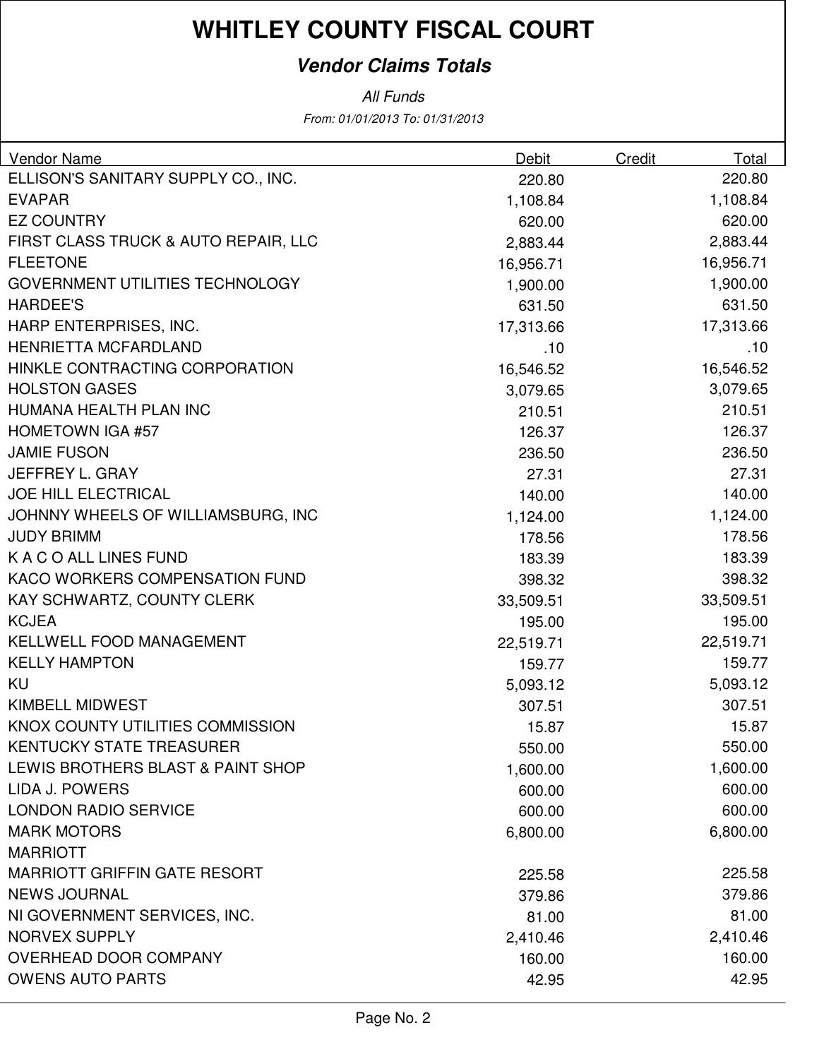# WHITLEY COUNTY FISCAL COURT

## *Vendor Claims Totals*

*All Funds*

*From: 01/01/2013 To: 01/31/2013*

| Vendor Name | Debit | Credit | Total |
|---|---|---|---|
| ELLISON'S SANITARY SUPPLY CO., INC. | 220.80 | | 220.80 |
| EVAPAR | 1,108.84 | | 1,108.84 |
| EZ COUNTRY | 620.00 | | 620.00 |
| FIRST CLASS TRUCK & AUTO REPAIR, LLC | 2,883.44 | | 2,883.44 |
| FLEETONE | 16,956.71 | | 16,956.71 |
| GOVERNMENT UTILITIES TECHNOLOGY | 1,900.00 | | 1,900.00 |
| HARDEE'S | 631.50 | | 631.50 |
| HARP ENTERPRISES, INC. | 17,313.66 | | 17,313.66 |
| HENRIETTA MCFARDLAND | .10 | | .10 |
| HINKLE CONTRACTING CORPORATION | 16,546.52 | | 16,546.52 |
| HOLSTON GASES | 3,079.65 | | 3,079.65 |
| HUMANA HEALTH PLAN INC | 210.51 | | 210.51 |
| HOMETOWN IGA #57 | 126.37 | | 126.37 |
| JAMIE FUSON | 236.50 | | 236.50 |
| JEFFREY L. GRAY | 27.31 | | 27.31 |
| JOE HILL ELECTRICAL | 140.00 | | 140.00 |
| JOHNNY WHEELS OF WILLIAMSBURG, INC | 1,124.00 | | 1,124.00 |
| JUDY BRIMM | 178.56 | | 178.56 |
| K A C O ALL LINES FUND | 183.39 | | 183.39 |
| KACO WORKERS COMPENSATION FUND | 398.32 | | 398.32 |
| KAY SCHWARTZ, COUNTY CLERK | 33,509.51 | | 33,509.51 |
| KCJEA | 195.00 | | 195.00 |
| KELLWELL FOOD MANAGEMENT | 22,519.71 | | 22,519.71 |
| KELLY HAMPTON | 159.77 | | 159.77 |
| KU | 5,093.12 | | 5,093.12 |
| KIMBELL MIDWEST | 307.51 | | 307.51 |
| KNOX COUNTY UTILITIES COMMISSION | 15.87 | | 15.87 |
| KENTUCKY STATE TREASURER | 550.00 | | 550.00 |
| LEWIS BROTHERS BLAST & PAINT SHOP | 1,600.00 | | 1,600.00 |
| LIDA J. POWERS | 600.00 | | 600.00 |
| LONDON RADIO SERVICE | 600.00 | | 600.00 |
| MARK MOTORS | 6,800.00 | | 6,800.00 |
| MARRIOTT | | | |
| MARRIOTT GRIFFIN GATE RESORT | 225.58 | | 225.58 |
| NEWS JOURNAL | 379.86 | | 379.86 |
| NI GOVERNMENT SERVICES, INC. | 81.00 | | 81.00 |
| NORVEX SUPPLY | 2,410.46 | | 2,410.46 |
| OVERHEAD DOOR COMPANY | 160.00 | | 160.00 |
| OWENS AUTO PARTS | 42.95 | | 42.95 |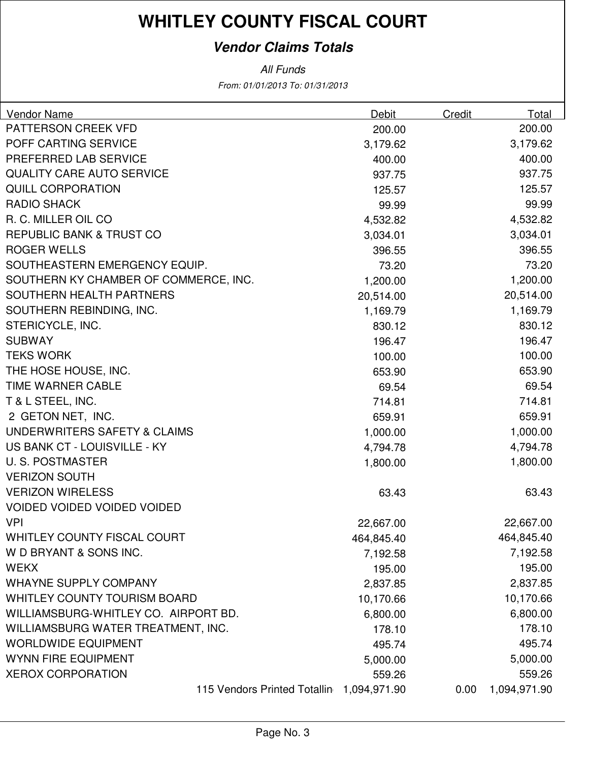# WHITLEY COUNTY FISCAL COURT

## *Vendor Claims Totals*

*All Funds*

*From: 01/01/2013 To: 01/31/2013*

| Vendor Name | Debit | Credit | Total |
|---|---|---|---|
| PATTERSON CREEK VFD | 200.00 | | 200.00 |
| POFF CARTING SERVICE | 3,179.62 | | 3,179.62 |
| PREFERRED LAB SERVICE | 400.00 | | 400.00 |
| QUALITY CARE AUTO SERVICE | 937.75 | | 937.75 |
| QUILL CORPORATION | 125.57 | | 125.57 |
| RADIO SHACK | 99.99 | | 99.99 |
| R. C. MILLER OIL CO | 4,532.82 | | 4,532.82 |
| REPUBLIC BANK & TRUST CO | 3,034.01 | | 3,034.01 |
| ROGER WELLS | 396.55 | | 396.55 |
| SOUTHEASTERN EMERGENCY EQUIP. | 73.20 | | 73.20 |
| SOUTHERN KY CHAMBER OF COMMERCE, INC. | 1,200.00 | | 1,200.00 |
| SOUTHERN HEALTH PARTNERS | 20,514.00 | | 20,514.00 |
| SOUTHERN REBINDING, INC. | 1,169.79 | | 1,169.79 |
| STERICYCLE, INC. | 830.12 | | 830.12 |
| SUBWAY | 196.47 | | 196.47 |
| TEKS WORK | 100.00 | | 100.00 |
| THE HOSE HOUSE, INC. | 653.90 | | 653.90 |
| TIME WARNER CABLE | 69.54 | | 69.54 |
| T & L STEEL, INC. | 714.81 | | 714.81 |
| 2 GETON NET, INC. | 659.91 | | 659.91 |
| UNDERWRITERS SAFETY & CLAIMS | 1,000.00 | | 1,000.00 |
| US BANK CT - LOUISVILLE - KY | 4,794.78 | | 4,794.78 |
| U. S. POSTMASTER | 1,800.00 | | 1,800.00 |
| VERIZON SOUTH | | | |
| VERIZON WIRELESS | 63.43 | | 63.43 |
| VOIDED VOIDED VOIDED VOIDED | | | |
| VPI | 22,667.00 | | 22,667.00 |
| WHITLEY COUNTY FISCAL COURT | 464,845.40 | | 464,845.40 |
| W D BRYANT & SONS INC. | 7,192.58 | | 7,192.58 |
| WEKX | 195.00 | | 195.00 |
| WHAYNE SUPPLY COMPANY | 2,837.85 | | 2,837.85 |
| WHITLEY COUNTY TOURISM BOARD | 10,170.66 | | 10,170.66 |
| WILLIAMSBURG-WHITLEY CO. AIRPORT BD. | 6,800.00 | | 6,800.00 |
| WILLIAMSBURG WATER TREATMENT, INC. | 178.10 | | 178.10 |
| WORLDWIDE EQUIPMENT | 495.74 | | 495.74 |
| WYNN FIRE EQUIPMENT | 5,000.00 | | 5,000.00 |
| XEROX CORPORATION | 559.26 | | 559.26 |
| 115 Vendors Printed Totallin | 1,094,971.90 | 0.00 | 1,094,971.90 |